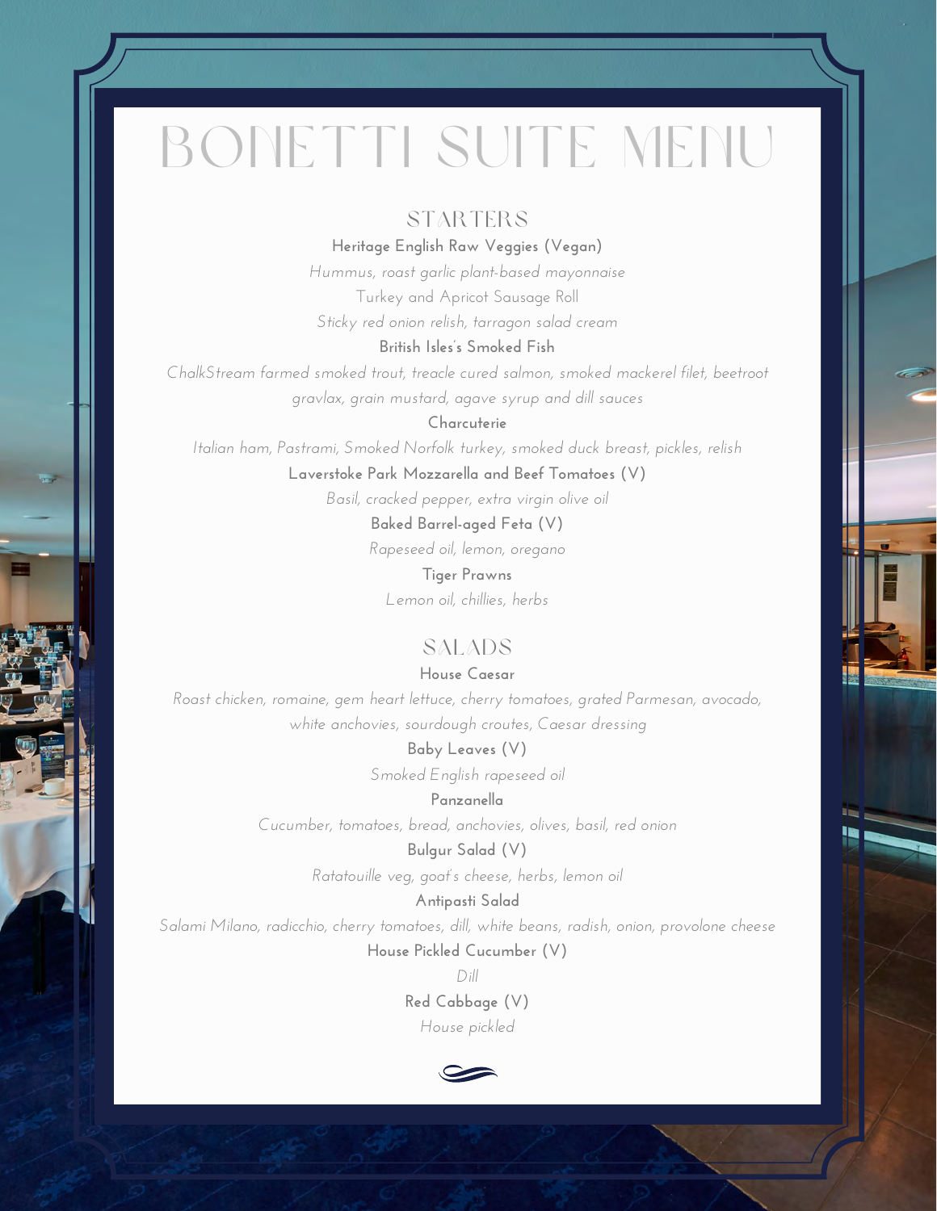# BONETTI SUITE MENU

## STARTERS

**Heritage English Raw Veggies (Vegan)**
*Hummus, roast garlic plant-based mayonnaise*

Turkey and Apricot Sausage Roll
*Sticky red onion relish, tarragon salad cream*

**British Isles's Smoked Fish**
*ChalkStream farmed smoked trout, treacle cured salmon, smoked mackerel filet, beetroot gravlax, grain mustard, agave syrup and dill sauces*

**Charcuterie**
*Italian ham, Pastrami, Smoked Norfolk turkey, smoked duck breast, pickles, relish*

**Laverstoke Park Mozzarella and Beef Tomatoes (V)**
*Basil, cracked pepper, extra virgin olive oil*

**Baked Barrel-aged Feta (V)**
*Rapeseed oil, lemon, oregano*

**Tiger Prawns**
*Lemon oil, chillies, herbs*

## SALADS

**House Caesar**
*Roast chicken, romaine, gem heart lettuce, cherry tomatoes, grated Parmesan, avocado, white anchovies, sourdough croutes, Caesar dressing*

**Baby Leaves (V)**
*Smoked English rapeseed oil*

**Panzanella**
*Cucumber, tomatoes, bread, anchovies, olives, basil, red onion*

**Bulgur Salad (V)**
*Ratatouille veg, goat's cheese, herbs, lemon oil*

**Antipasti Salad**
*Salami Milano, radicchio, cherry tomatoes, dill, white beans, radish, onion, provolone cheese*

**House Pickled Cucumber (V)**
*Dill*

**Red Cabbage (V)**
*House pickled*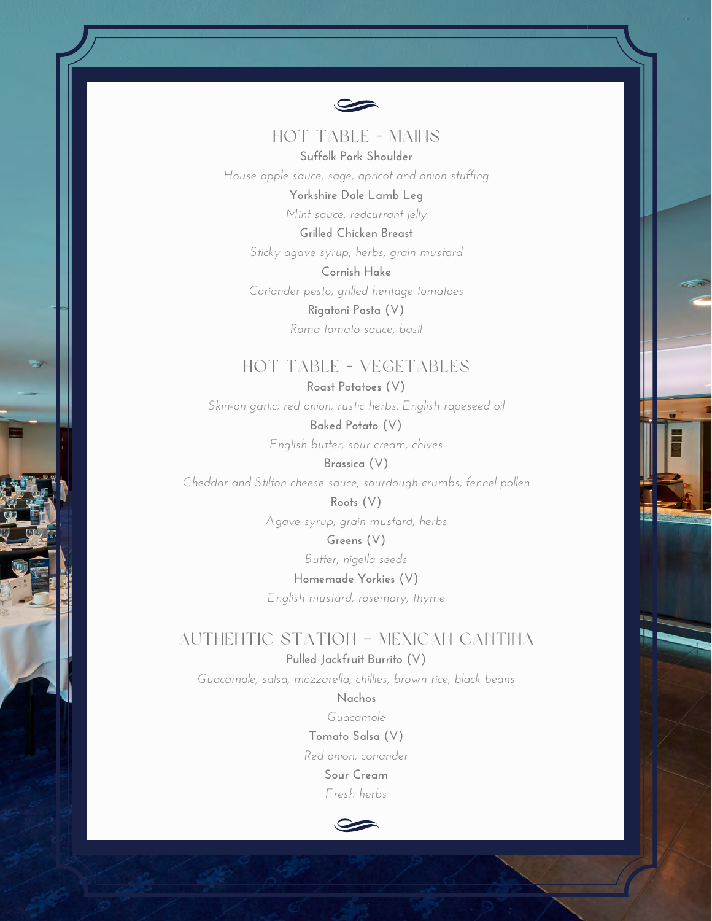## HOT TABLE - MAINS

**Suffolk Pork Shoulder**

*House apple sauce, sage, apricot and onion stuffing*

**Yorkshire Dale Lamb Leg**

*Mint sauce, redcurrant jelly*

**Grilled Chicken Breast**

*Sticky agave syrup, herbs, grain mustard*

**Cornish Hake**

*Coriander pesto, grilled heritage tomatoes*

**Rigatoni Pasta (V)**

*Roma tomato sauce, basil*

## HOT TABLE - VEGETABLES

**Roast Potatoes (V)**

*Skin-on garlic, red onion, rustic herbs, English rapeseed oil*

**Baked Potato (V)**

*English butter, sour cream, chives*

**Brassica (V)**

*Cheddar and Stilton cheese sauce, sourdough crumbs, fennel pollen*

**Roots (V)**

*Agave syrup, grain mustard, herbs*

**Greens (V)**

*Butter, nigella seeds*

**Homemade Yorkies (V)**

*English mustard, rosemary, thyme*

## AUTHENTIC STATION – MEXICAN CANTINA

**Pulled Jackfruit Burrito (V)**

*Guacamole, salsa, mozzarella, chillies, brown rice, black beans*

**Nachos**

*Guacamole*

**Tomato Salsa (V)**

*Red onion, coriander*

**Sour Cream**

*Fresh herbs*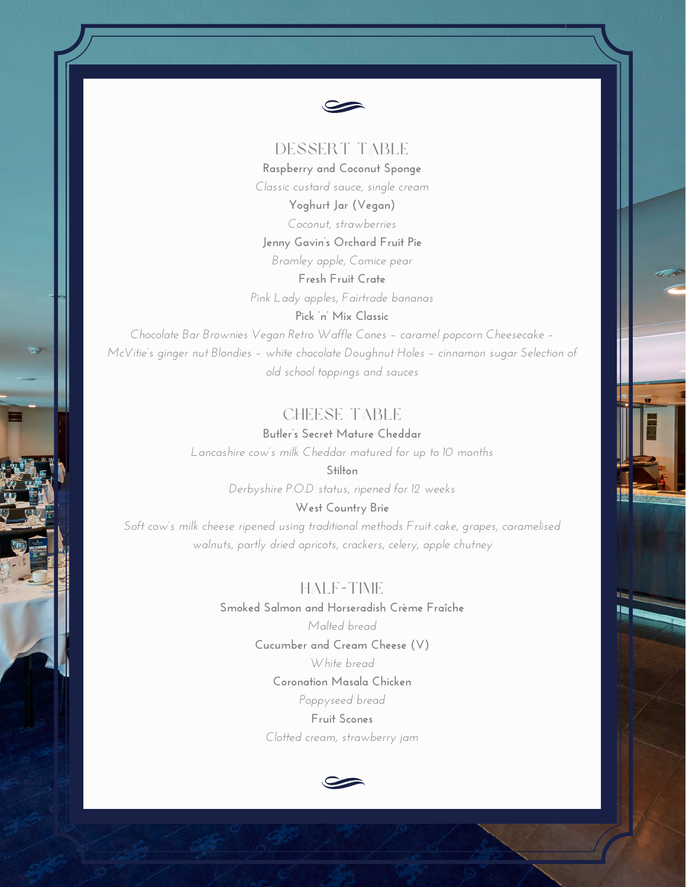## DESSERT TABLE

**Raspberry and Coconut Sponge**

*Classic custard sauce, single cream*

**Yoghurt Jar (Vegan)**

*Coconut, strawberries*

**Jenny Gavin's Orchard Fruit Pie**

*Bramley apple, Comice pear*

**Fresh Fruit Crate**

*Pink Lady apples, Fairtrade bananas*

**Pick 'n' Mix Classic**

*Chocolate Bar Brownies Vegan Retro Waffle Cones – caramel popcorn Cheesecake – McVitie's ginger nut Blondies – white chocolate Doughnut Holes – cinnamon sugar Selection of old school toppings and sauces*

## CHEESE TABLE

**Butler's Secret Mature Cheddar**

*Lancashire cow's milk Cheddar matured for up to 10 months*

**Stilton**

*Derbyshire P.O.D status, ripened for 12 weeks*

**West Country Brie**

*Soft cow's milk cheese ripened using traditional methods Fruit cake, grapes, caramelised walnuts, partly dried apricots, crackers, celery, apple chutney*

## HALF-TIME

**Smoked Salmon and Horseradish Crème Fraîche**

*Malted bread*

**Cucumber and Cream Cheese (V)**

*White bread*

**Coronation Masala Chicken**

*Poppyseed bread*

**Fruit Scones**

*Clotted cream, strawberry jam*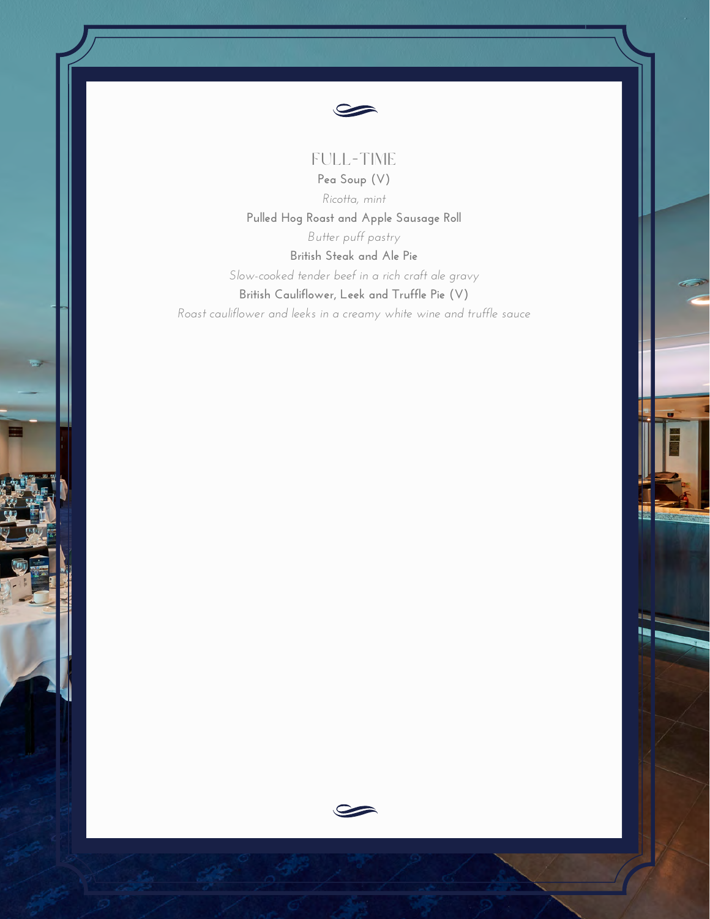## FULL-TIME

**Pea Soup (V)**

*Ricotta, mint*

**Pulled Hog Roast and Apple Sausage Roll**

*Butter puff pastry*

**British Steak and Ale Pie**

*Slow-cooked tender beef in a rich craft ale gravy*

**British Cauliflower, Leek and Truffle Pie (V)**

*Roast cauliflower and leeks in a creamy white wine and truffle sauce*